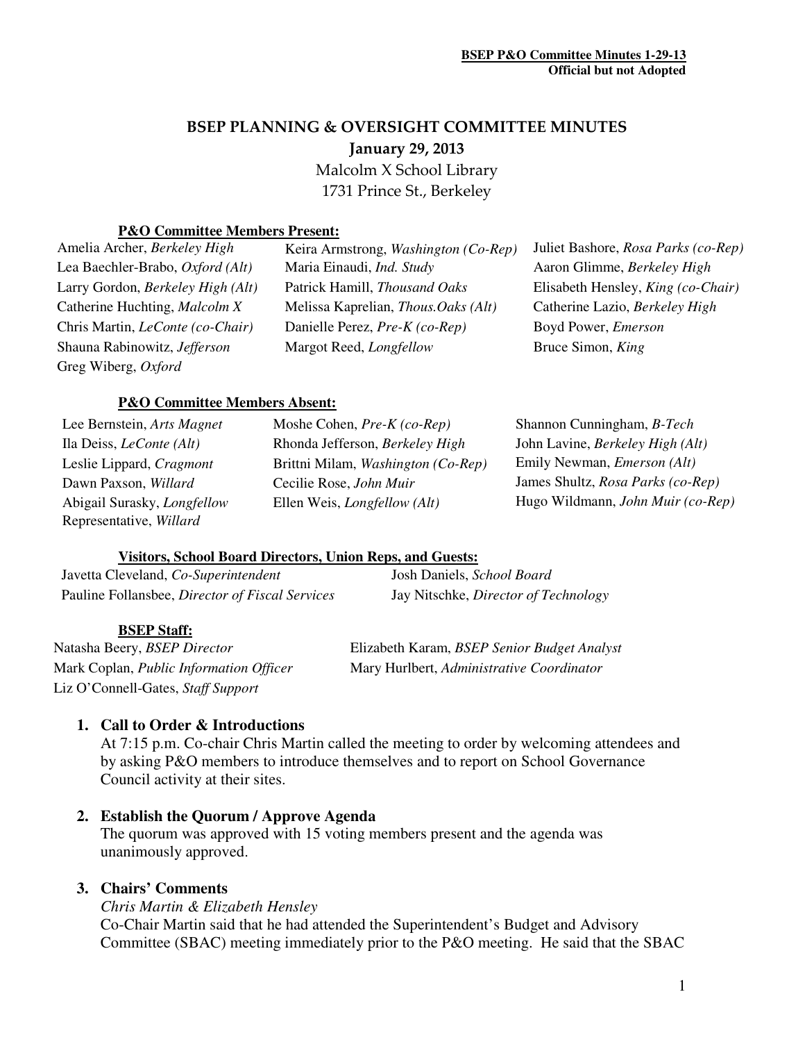# BSEP PLANNING & OVERSIGHT COMMITTEE MINUTES

**January 29, 2013**

Malcolm X School Library
1731 Prince St., Berkeley

**P&O Committee Members Present:**

| | | |
|---|---|---|
| Amelia Archer, *Berkeley High* | Keira Armstrong, *Washington (Co-Rep)* | Juliet Bashore, *Rosa Parks (co-Rep)* |
| Lea Baechler-Brabo, *Oxford (Alt)* | Maria Einaudi, *Ind. Study* | Aaron Glimme, *Berkeley High* |
| Larry Gordon, *Berkeley High (Alt)* | Patrick Hamill, *Thousand Oaks* | Elisabeth Hensley, *King (co-Chair)* |
| Catherine Huchting, *Malcolm X* | Melissa Kaprelian, *Thous.Oaks (Alt)* | Catherine Lazio, *Berkeley High* |
| Chris Martin, *LeConte (co-Chair)* | Danielle Perez, *Pre-K (co-Rep)* | Boyd Power, *Emerson* |
| Shauna Rabinowitz, *Jefferson* | Margot Reed, *Longfellow* | Bruce Simon, *King* |
| Greg Wiberg, *Oxford* | | |

**P&O Committee Members Absent:**

| | | |
|---|---|---|
| Lee Bernstein, *Arts Magnet* | Moshe Cohen, *Pre-K (co-Rep)* | Shannon Cunningham, *B-Tech* |
| Ila Deiss, *LeConte (Alt)* | Rhonda Jefferson, *Berkeley High* | John Lavine, *Berkeley High (Alt)* |
| Leslie Lippard, *Cragmont* | Brittni Milam, *Washington (Co-Rep)* | Emily Newman, *Emerson (Alt)* |
| Dawn Paxson, *Willard* | Cecilie Rose, *John Muir* | James Shultz, *Rosa Parks (co-Rep)* |
| Abigail Surasky, *Longfellow* | Ellen Weis, *Longfellow (Alt)* | Hugo Wildmann, *John Muir (co-Rep)* |
| Representative, *Willard* | | |

**Visitors, School Board Directors, Union Reps, and Guests:**

| | |
|---|---|
| Javetta Cleveland, *Co-Superintendent* | Josh Daniels, *School Board* |
| Pauline Follansbee, *Director of Fiscal Services* | Jay Nitschke, *Director of Technology* |

**BSEP Staff:**

| | |
|---|---|
| Natasha Beery, *BSEP Director* | Elizabeth Karam, *BSEP Senior Budget Analyst* |
| Mark Coplan, *Public Information Officer* | Mary Hurlbert, *Administrative Coordinator* |
| Liz O'Connell-Gates, *Staff Support* | |

1. **Call to Order & Introductions**
   At 7:15 p.m. Co-chair Chris Martin called the meeting to order by welcoming attendees and by asking P&O members to introduce themselves and to report on School Governance Council activity at their sites.

2. **Establish the Quorum / Approve Agenda**
   The quorum was approved with 15 voting members present and the agenda was unanimously approved.

3. **Chairs' Comments**
   *Chris Martin & Elizabeth Hensley*
   Co-Chair Martin said that he had attended the Superintendent's Budget and Advisory Committee (SBAC) meeting immediately prior to the P&O meeting. He said that the SBAC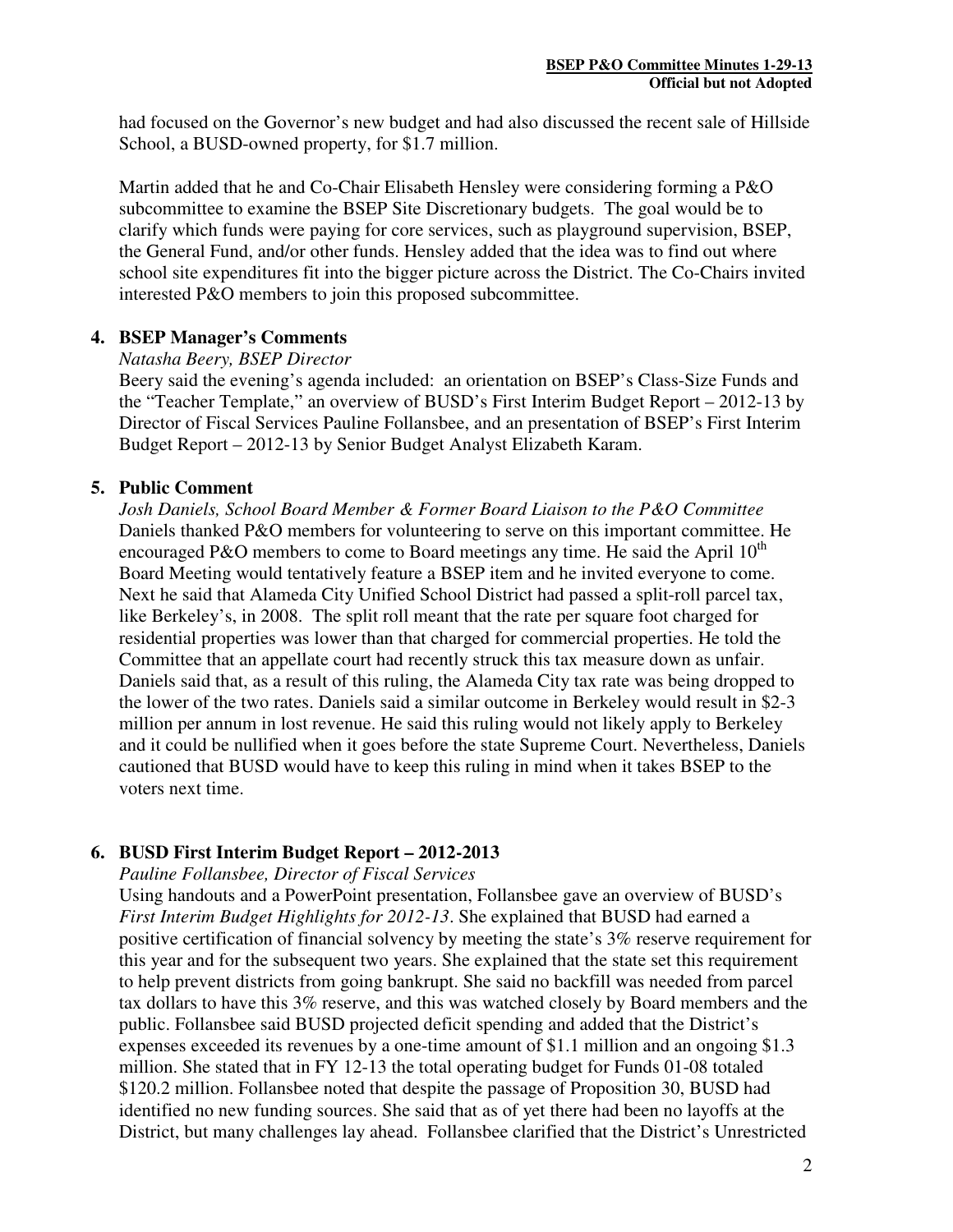had focused on the Governor's new budget and had also discussed the recent sale of Hillside School, a BUSD-owned property, for $1.7 million.

Martin added that he and Co-Chair Elisabeth Hensley were considering forming a P&O subcommittee to examine the BSEP Site Discretionary budgets. The goal would be to clarify which funds were paying for core services, such as playground supervision, BSEP, the General Fund, and/or other funds. Hensley added that the idea was to find out where school site expenditures fit into the bigger picture across the District. The Co-Chairs invited interested P&O members to join this proposed subcommittee.

## 4. BSEP Manager's Comments

*Natasha Beery, BSEP Director*

Beery said the evening's agenda included: an orientation on BSEP's Class-Size Funds and the "Teacher Template," an overview of BUSD's First Interim Budget Report – 2012-13 by Director of Fiscal Services Pauline Follansbee, and an presentation of BSEP's First Interim Budget Report – 2012-13 by Senior Budget Analyst Elizabeth Karam.

## 5. Public Comment

*Josh Daniels, School Board Member & Former Board Liaison to the P&O Committee*

Daniels thanked P&O members for volunteering to serve on this important committee. He encouraged P&O members to come to Board meetings any time. He said the April 10th Board Meeting would tentatively feature a BSEP item and he invited everyone to come. Next he said that Alameda City Unified School District had passed a split-roll parcel tax, like Berkeley's, in 2008. The split roll meant that the rate per square foot charged for residential properties was lower than that charged for commercial properties. He told the Committee that an appellate court had recently struck this tax measure down as unfair. Daniels said that, as a result of this ruling, the Alameda City tax rate was being dropped to the lower of the two rates. Daniels said a similar outcome in Berkeley would result in $2-3 million per annum in lost revenue. He said this ruling would not likely apply to Berkeley and it could be nullified when it goes before the state Supreme Court. Nevertheless, Daniels cautioned that BUSD would have to keep this ruling in mind when it takes BSEP to the voters next time.

## 6. BUSD First Interim Budget Report – 2012-2013

*Pauline Follansbee, Director of Fiscal Services*

Using handouts and a PowerPoint presentation, Follansbee gave an overview of BUSD's *First Interim Budget Highlights for 2012-13*. She explained that BUSD had earned a positive certification of financial solvency by meeting the state's 3% reserve requirement for this year and for the subsequent two years. She explained that the state set this requirement to help prevent districts from going bankrupt. She said no backfill was needed from parcel tax dollars to have this 3% reserve, and this was watched closely by Board members and the public. Follansbee said BUSD projected deficit spending and added that the District's expenses exceeded its revenues by a one-time amount of $1.1 million and an ongoing $1.3 million. She stated that in FY 12-13 the total operating budget for Funds 01-08 totaled $120.2 million. Follansbee noted that despite the passage of Proposition 30, BUSD had identified no new funding sources. She said that as of yet there had been no layoffs at the District, but many challenges lay ahead. Follansbee clarified that the District's Unrestricted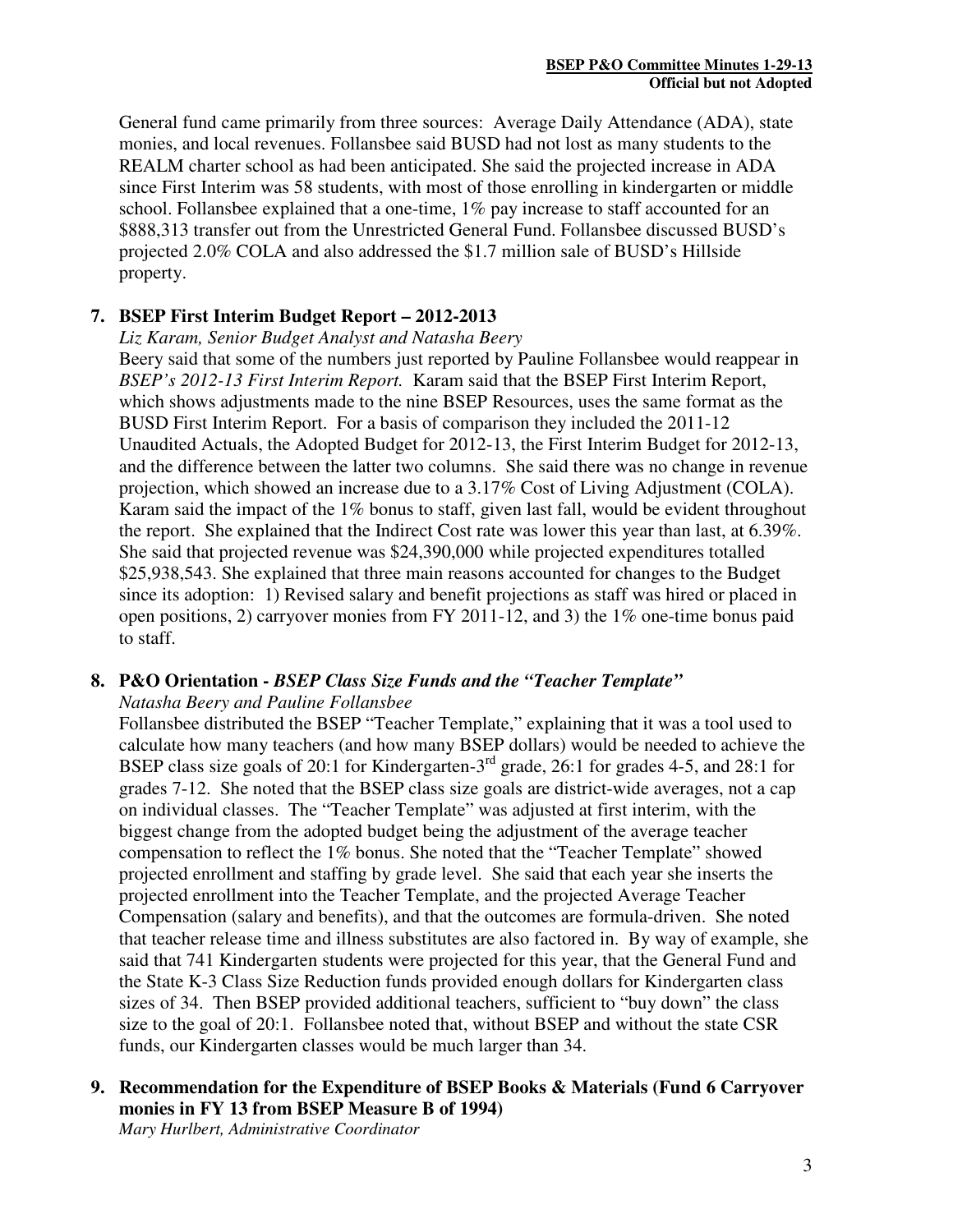General fund came primarily from three sources: Average Daily Attendance (ADA), state monies, and local revenues. Follansbee said BUSD had not lost as many students to the REALM charter school as had been anticipated. She said the projected increase in ADA since First Interim was 58 students, with most of those enrolling in kindergarten or middle school. Follansbee explained that a one-time, 1% pay increase to staff accounted for an \$888,313 transfer out from the Unrestricted General Fund. Follansbee discussed BUSD's projected 2.0% COLA and also addressed the \$1.7 million sale of BUSD's Hillside property.

**7. BSEP First Interim Budget Report – 2012-2013**

*Liz Karam, Senior Budget Analyst and Natasha Beery*

Beery said that some of the numbers just reported by Pauline Follansbee would reappear in *BSEP's 2012-13 First Interim Report.* Karam said that the BSEP First Interim Report, which shows adjustments made to the nine BSEP Resources, uses the same format as the BUSD First Interim Report. For a basis of comparison they included the 2011-12 Unaudited Actuals, the Adopted Budget for 2012-13, the First Interim Budget for 2012-13, and the difference between the latter two columns. She said there was no change in revenue projection, which showed an increase due to a 3.17% Cost of Living Adjustment (COLA). Karam said the impact of the 1% bonus to staff, given last fall, would be evident throughout the report. She explained that the Indirect Cost rate was lower this year than last, at 6.39%. She said that projected revenue was \$24,390,000 while projected expenditures totalled \$25,938,543. She explained that three main reasons accounted for changes to the Budget since its adoption: 1) Revised salary and benefit projections as staff was hired or placed in open positions, 2) carryover monies from FY 2011-12, and 3) the 1% one-time bonus paid to staff.

**8. P&O Orientation - *BSEP Class Size Funds and the "Teacher Template"***

*Natasha Beery and Pauline Follansbee*

Follansbee distributed the BSEP "Teacher Template," explaining that it was a tool used to calculate how many teachers (and how many BSEP dollars) would be needed to achieve the BSEP class size goals of 20:1 for Kindergarten-3rd grade, 26:1 for grades 4-5, and 28:1 for grades 7-12. She noted that the BSEP class size goals are district-wide averages, not a cap on individual classes. The "Teacher Template" was adjusted at first interim, with the biggest change from the adopted budget being the adjustment of the average teacher compensation to reflect the 1% bonus. She noted that the "Teacher Template" showed projected enrollment and staffing by grade level. She said that each year she inserts the projected enrollment into the Teacher Template, and the projected Average Teacher Compensation (salary and benefits), and that the outcomes are formula-driven. She noted that teacher release time and illness substitutes are also factored in. By way of example, she said that 741 Kindergarten students were projected for this year, that the General Fund and the State K-3 Class Size Reduction funds provided enough dollars for Kindergarten class sizes of 34. Then BSEP provided additional teachers, sufficient to "buy down" the class size to the goal of 20:1. Follansbee noted that, without BSEP and without the state CSR funds, our Kindergarten classes would be much larger than 34.

**9. Recommendation for the Expenditure of BSEP Books & Materials (Fund 6 Carryover monies in FY 13 from BSEP Measure B of 1994)**

*Mary Hurlbert, Administrative Coordinator*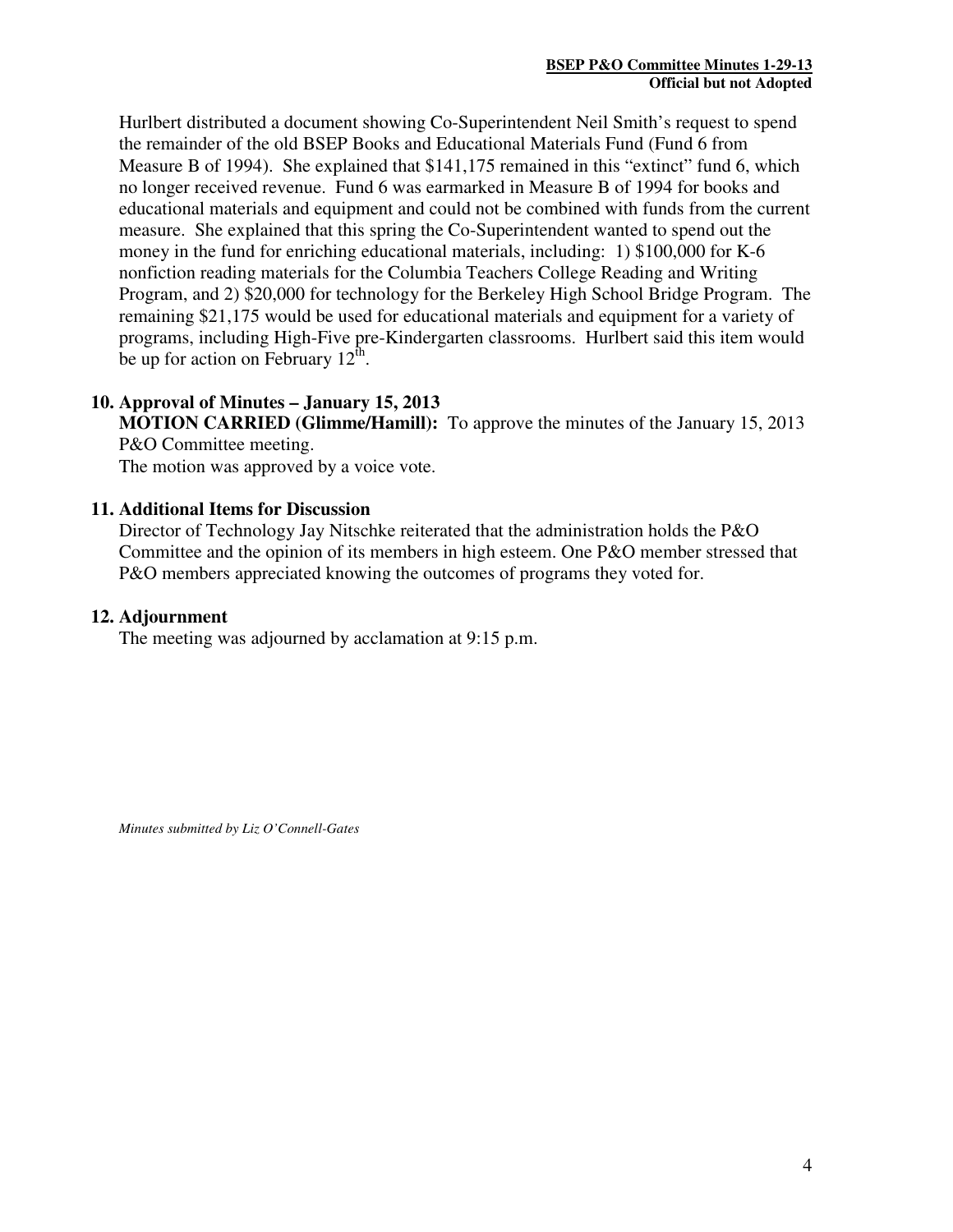Hurlbert distributed a document showing Co-Superintendent Neil Smith's request to spend the remainder of the old BSEP Books and Educational Materials Fund (Fund 6 from Measure B of 1994). She explained that $141,175 remained in this "extinct" fund 6, which no longer received revenue. Fund 6 was earmarked in Measure B of 1994 for books and educational materials and equipment and could not be combined with funds from the current measure. She explained that this spring the Co-Superintendent wanted to spend out the money in the fund for enriching educational materials, including: 1) $100,000 for K-6 nonfiction reading materials for the Columbia Teachers College Reading and Writing Program, and 2) $20,000 for technology for the Berkeley High School Bridge Program. The remaining $21,175 would be used for educational materials and equipment for a variety of programs, including High-Five pre-Kindergarten classrooms. Hurlbert said this item would be up for action on February 12th.

**10. Approval of Minutes – January 15, 2013**

**MOTION CARRIED (Glimme/Hamill):** To approve the minutes of the January 15, 2013 P&O Committee meeting.

The motion was approved by a voice vote.

**11. Additional Items for Discussion**

Director of Technology Jay Nitschke reiterated that the administration holds the P&O Committee and the opinion of its members in high esteem. One P&O member stressed that P&O members appreciated knowing the outcomes of programs they voted for.

**12. Adjournment**

The meeting was adjourned by acclamation at 9:15 p.m.

*Minutes submitted by Liz O'Connell-Gates*